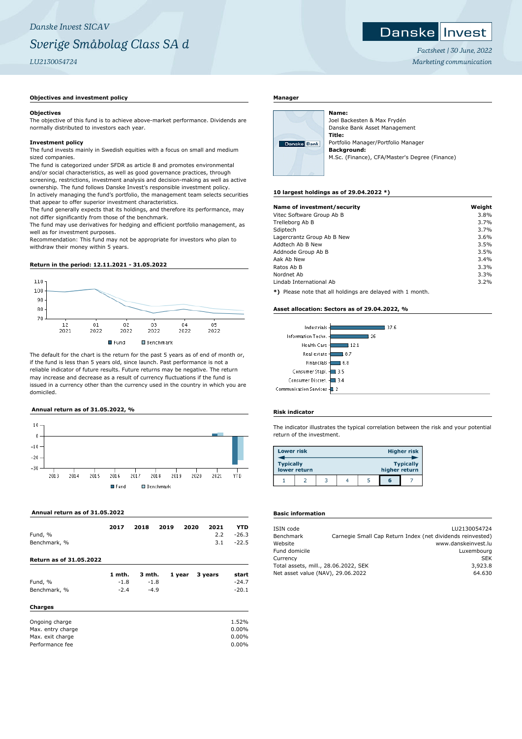*Danske Invest SICAV*

# *Sverige Småbolag Class SA d*

*LU2130054724*

*Factsheet | 30 June, 2022*

*Marketing communication*

## Objectives and investment policy

### Objectives

The objective of this fund is to achieve above-market performance. Dividends are normally distributed to investors each year.

### Investment policy

The fund invests mainly in Swedish equities with a focus on small and medium sized companies.

The fund is categorized under SFDR as article 8 and promotes environmental and/or social characteristics, as well as good governance practices, through screening, restrictions, investment analysis and decision-making as well as active ownership. The fund follows Danske Invest's responsible investment policy.

In actively managing the fund's portfolio, the management team selects securities that appear to offer superior investment characteristics.

The fund generally expects that its holdings, and therefore its performance, may not differ significantly from those of the benchmark.

The fund may use derivatives for hedging and efficient portfolio management, as well as for investment purposes.

Recommendation: This fund may not be appropriate for investors who plan to withdraw their money within 5 years.

## Return in the period: 12.11.2021 - 31.05.2022

Fund / Benchmark

The default for the chart is the return for the past 5 years as of end of month or, if the fund is less than 5 years old, since launch. Past performance is not a reliable indicator of future results. Future returns may be negative. The return may increase and decrease as a result of currency fluctuations if the fund is issued in a currency other than the currency used in the country in which you are domiciled.

## Annual return as of 31.05.2022, %

Fund / Benchmark

## Annual return as of 31.05.2022

| | 2017 | 2018 | 2019 | 2020 | 2021 | YTD |
|---|---|---|---|---|---|---|
| Fund, % | | | | | 2.2 | -26.3 |
| Benchmark, % | | | | | 3.1 | -22.5 |

## Return as of 31.05.2022

| | 1 mth. | 3 mth. | 1 year | 3 years | start |
|---|---|---|---|---|---|
| Fund, % | -1.8 | -1.8 | | | -24.7 |
| Benchmark, % | -2.4 | -4.9 | | | -20.1 |

## Charges

| | |
|---|---|
| Ongoing charge | 1.52% |
| Max. entry charge | 0.00% |
| Max. exit charge | 0.00% |
| Performance fee | 0.00% |

## Manager

**Name:**
Joel Backesten & Max Frydén
Danske Bank Asset Management
**Title:**
Portfolio Manager/Portfolio Manager
**Background:**
M.Sc. (Finance), CFA/Master's Degree (Finance)

## 10 largest holdings as of 29.04.2022 *)

| Name of investment/security | Weight |
|---|---|
| Vitec Software Group Ab B | 3.8% |
| Trelleborg Ab B | 3.7% |
| Sdiptech | 3.7% |
| Lagercrantz Group Ab B New | 3.6% |
| Addtech Ab B New | 3.5% |
| Addnode Group Ab B | 3.5% |
| Aak Ab New | 3.4% |
| Ratos Ab B | 3.3% |
| Nordnet Ab | 3.3% |
| Lindab International Ab | 3.2% |

**\*)** Please note that all holdings are delayed with 1 month.

## Asset allocation: Sectors as of 29.04.2022, %

| Sector | % |
|---|---|
| Industrials | 37.6 |
| Information Techn. | 26 |
| Health Care | 12.1 |
| Real estate | 8.7 |
| Financials | 6.8 |
| Consumer Stapl. | 3.5 |
| Consumer Discret. | 3.4 |
| Communication Services | 2 |

## Risk indicator

The indicator illustrates the typical correlation between the risk and your potential return of the investment.

Lower risk — Higher risk
Typically lower return — Typically higher return

| 1 | 2 | 3 | 4 | 5 | **6** | 7 |
|---|---|---|---|---|---|---|

## Basic information

| | |
|---|---|
| ISIN code | LU2130054724 |
| Benchmark | Carnegie Small Cap Return Index (net dividends reinvested) |
| Website | www.danskeinvest.lu |
| Fund domicile | Luxembourg |
| Currency | SEK |
| Total assets, mill., 28.06.2022, SEK | 3,923.8 |
| Net asset value (NAV), 29.06.2022 | 64.630 |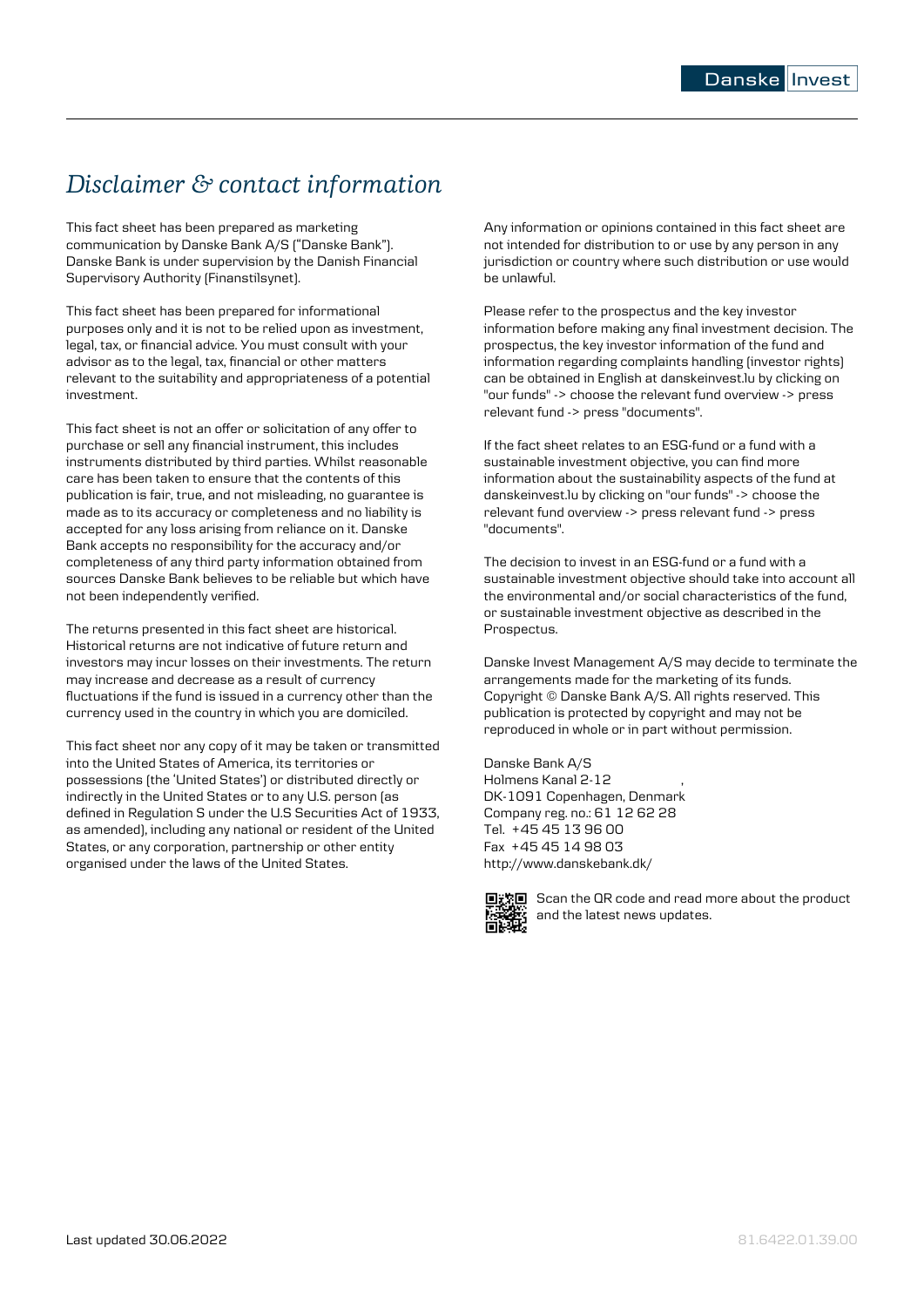# *Disclaimer & contact information*

This fact sheet has been prepared as marketing communication by Danske Bank A/S ("Danske Bank"). Danske Bank is under supervision by the Danish Financial Supervisory Authority (Finanstilsynet).

This fact sheet has been prepared for informational purposes only and it is not to be relied upon as investment, legal, tax, or financial advice. You must consult with your advisor as to the legal, tax, financial or other matters relevant to the suitability and appropriateness of a potential investment.

This fact sheet is not an offer or solicitation of any offer to purchase or sell any financial instrument, this includes instruments distributed by third parties. Whilst reasonable care has been taken to ensure that the contents of this publication is fair, true, and not misleading, no guarantee is made as to its accuracy or completeness and no liability is accepted for any loss arising from reliance on it. Danske Bank accepts no responsibility for the accuracy and/or completeness of any third party information obtained from sources Danske Bank believes to be reliable but which have not been independently verified.

The returns presented in this fact sheet are historical. Historical returns are not indicative of future return and investors may incur losses on their investments. The return may increase and decrease as a result of currency fluctuations if the fund is issued in a currency other than the currency used in the country in which you are domiciled.

This fact sheet nor any copy of it may be taken or transmitted into the United States of America, its territories or possessions (the 'United States') or distributed directly or indirectly in the United States or to any U.S. person (as defined in Regulation S under the U.S Securities Act of 1933, as amended), including any national or resident of the United States, or any corporation, partnership or other entity organised under the laws of the United States.

Any information or opinions contained in this fact sheet are not intended for distribution to or use by any person in any jurisdiction or country where such distribution or use would be unlawful.

Please refer to the prospectus and the key investor information before making any final investment decision. The prospectus, the key investor information of the fund and information regarding complaints handling (investor rights) can be obtained in English at danskeinvest.lu by clicking on "our funds" -> choose the relevant fund overview -> press relevant fund -> press "documents".

If the fact sheet relates to an ESG-fund or a fund with a sustainable investment objective, you can find more information about the sustainability aspects of the fund at danskeinvest.lu by clicking on "our funds" -> choose the relevant fund overview -> press relevant fund -> press "documents".

The decision to invest in an ESG-fund or a fund with a sustainable investment objective should take into account all the environmental and/or social characteristics of the fund, or sustainable investment objective as described in the Prospectus.

Danske Invest Management A/S may decide to terminate the arrangements made for the marketing of its funds. Copyright © Danske Bank A/S. All rights reserved. This publication is protected by copyright and may not be reproduced in whole or in part without permission.

Danske Bank A/S
Holmens Kanal 2-12
DK-1091 Copenhagen, Denmark
Company reg. no.: 61 12 62 28
Tel. +45 45 13 96 00
Fax +45 45 14 98 03
http://www.danskebank.dk/

Scan the QR code and read more about the product and the latest news updates.

Last updated 30.06.2022

81.6422.01.39.00